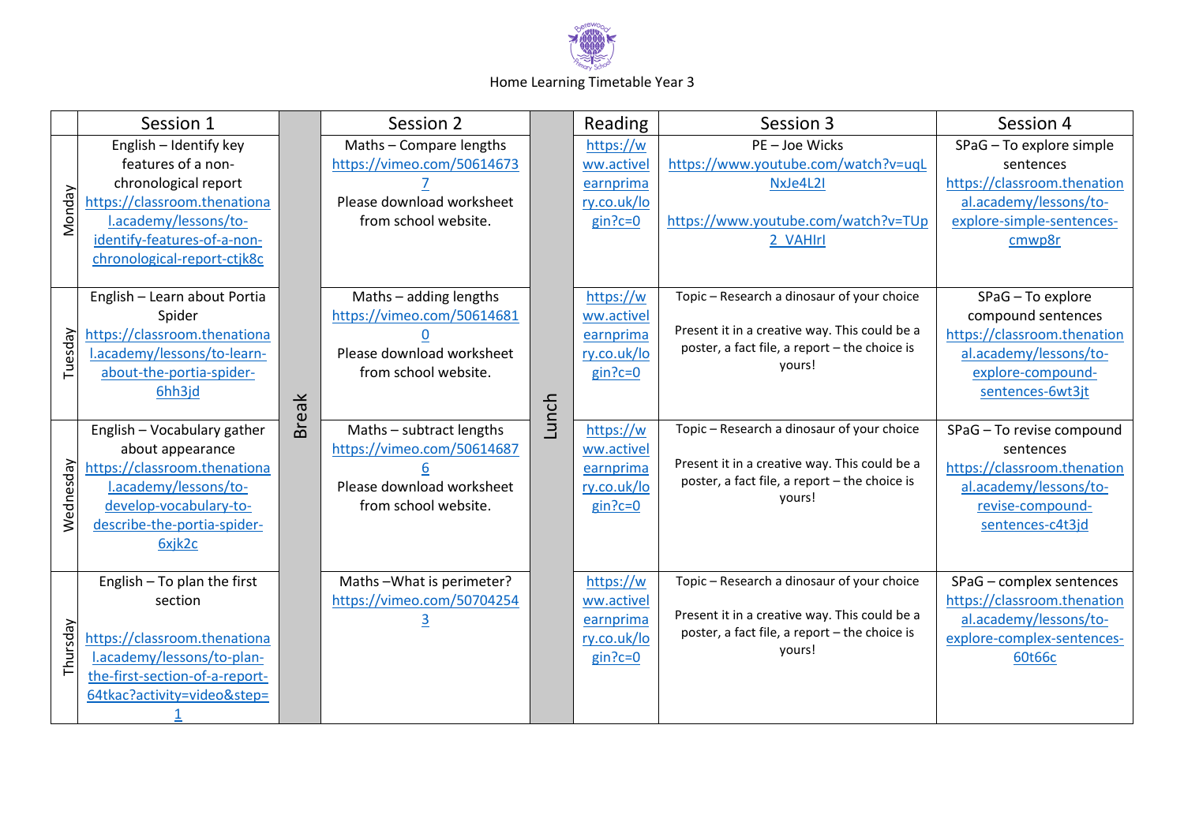Home Learning Timetable Year 3

| | Session 1 | | Session 2 | | Reading | Session 3 | Session 4 |
|---|---|---|---|---|---|---|---|
| Monday | English – Identify key features of a non-chronological report https://classroom.thenational.academy/lessons/to-identify-features-of-a-non-chronological-report-ctjk8c | Break | Maths – Compare lengths https://vimeo.com/506146737 Please download worksheet from school website. | Lunch | https://www.activelearnprimary.co.uk/login?c=0 | PE – Joe Wicks https://www.youtube.com/watch?v=uqLNxJe4L2I https://www.youtube.com/watch?v=TUp2_VAHIrI | SPaG – To explore simple sentences https://classroom.thenational.academy/lessons/to-explore-simple-sentences-cmwp8r |
| Tuesday | English – Learn about Portia Spider https://classroom.thenational.academy/lessons/to-learn-about-the-portia-spider-6hh3jd | Break | Maths – adding lengths https://vimeo.com/506146810 Please download worksheet from school website. | Lunch | https://www.activelearnprimary.co.uk/login?c=0 | Topic – Research a dinosaur of your choice Present it in a creative way. This could be a poster, a fact file, a report – the choice is yours! | SPaG – To explore compound sentences https://classroom.thenational.academy/lessons/to-explore-compound-sentences-6wt3jt |
| Wednesday | English – Vocabulary gather about appearance https://classroom.thenational.academy/lessons/to-develop-vocabulary-to-describe-the-portia-spider-6xjk2c | Break | Maths – subtract lengths https://vimeo.com/506146876 Please download worksheet from school website. | Lunch | https://www.activelearnprimary.co.uk/login?c=0 | Topic – Research a dinosaur of your choice Present it in a creative way. This could be a poster, a fact file, a report – the choice is yours! | SPaG – To revise compound sentences https://classroom.thenational.academy/lessons/to-revise-compound-sentences-c4t3jd |
| Thursday | English – To plan the first section https://classroom.thenational.academy/lessons/to-plan-the-first-section-of-a-report-64tkac?activity=video&step=1 | Break | Maths –What is perimeter? https://vimeo.com/507042543 | Lunch | https://www.activelearnprimary.co.uk/login?c=0 | Topic – Research a dinosaur of your choice Present it in a creative way. This could be a poster, a fact file, a report – the choice is yours! | SPaG – complex sentences https://classroom.thenational.academy/lessons/to-explore-complex-sentences-60t66c |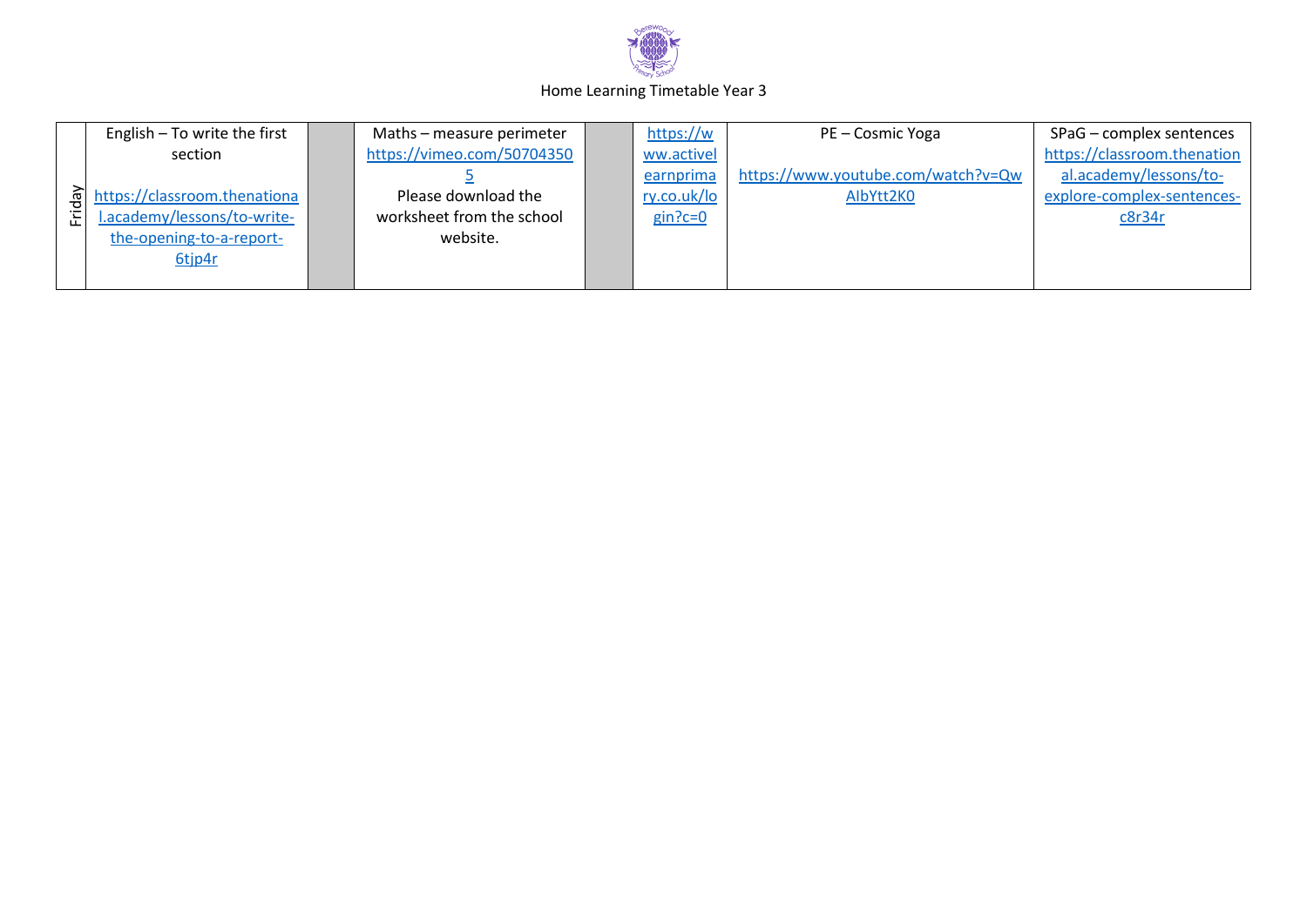Home Learning Timetable Year 3

| | | | | | | | |
|---|---|---|---|---|---|---|---|
| Friday | English – To write the first section<br><br>https://classroom.thenational.academy/lessons/to-write-the-opening-to-a-report-6tjp4r | | Maths – measure perimeter https://vimeo.com/507043505<br>Please download the worksheet from the school website. | | https://www.activelearnprimary.co.uk/login?c=0 | PE – Cosmic Yoga<br><br>https://www.youtube.com/watch?v=QwAIbYtt2K0 | SPaG – complex sentences https://classroom.thenational.academy/lessons/to-explore-complex-sentences-c8r34r |